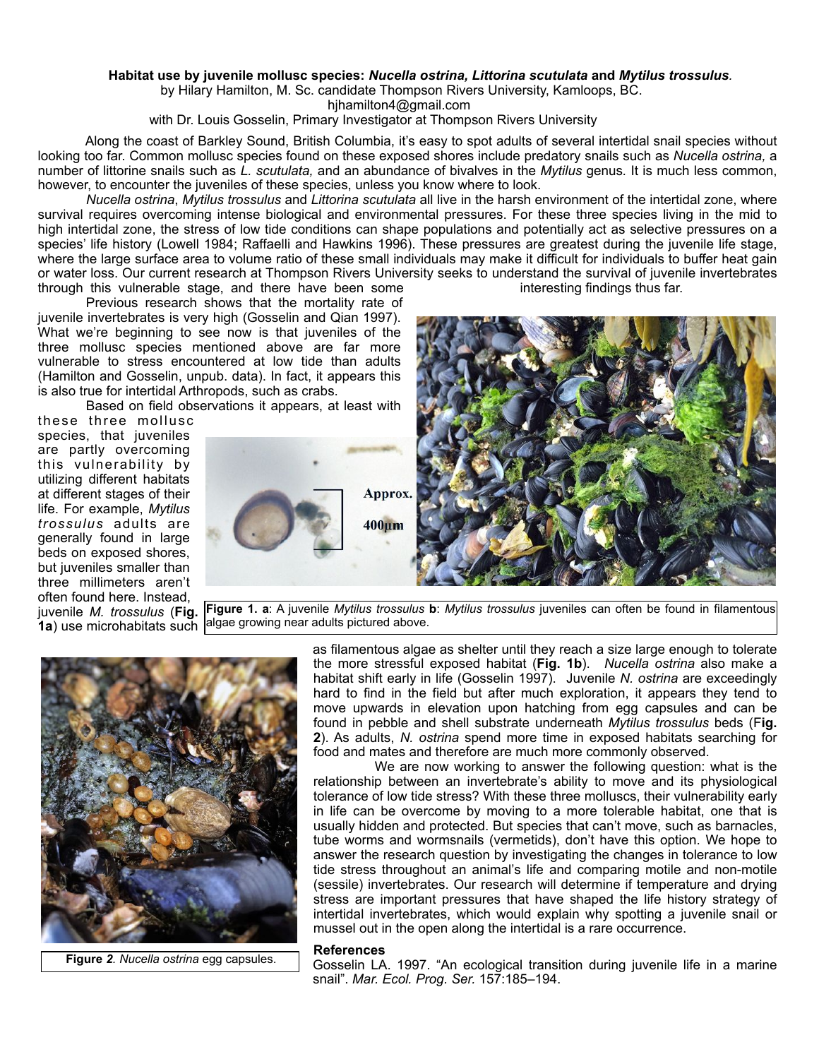**Habitat use by juvenile mollusc species: *Nucella ostrina, Littorina scutulata* and *Mytilus trossulus*.**

by Hilary Hamilton, M. Sc. candidate Thompson Rivers University, Kamloops, BC.
hjhamilton4@gmail.com
with Dr. Louis Gosselin, Primary Investigator at Thompson Rivers University

Along the coast of Barkley Sound, British Columbia, it's easy to spot adults of several intertidal snail species without looking too far. Common mollusc species found on these exposed shores include predatory snails such as *Nucella ostrina,* a number of littorine snails such as *L. scutulata,* and an abundance of bivalves in the *Mytilus* genus*.* It is much less common, however, to encounter the juveniles of these species, unless you know where to look.

*Nucella ostrina*, *Mytilus trossulus* and *Littorina scutulata* all live in the harsh environment of the intertidal zone, where survival requires overcoming intense biological and environmental pressures. For these three species living in the mid to high intertidal zone, the stress of low tide conditions can shape populations and potentially act as selective pressures on a species' life history (Lowell 1984; Raffaelli and Hawkins 1996). These pressures are greatest during the juvenile life stage, where the large surface area to volume ratio of these small individuals may make it difficult for individuals to buffer heat gain or water loss. Our current research at Thompson Rivers University seeks to understand the survival of juvenile invertebrates through this vulnerable stage, and there have been some interesting findings thus far.

Previous research shows that the mortality rate of juvenile invertebrates is very high (Gosselin and Qian 1997). What we're beginning to see now is that juveniles of the three mollusc species mentioned above are far more vulnerable to stress encountered at low tide than adults (Hamilton and Gosselin, unpub. data). In fact, it appears this is also true for intertidal Arthropods, such as crabs.

Based on field observations it appears, at least with these three mollusc species, that juveniles are partly overcoming this vulnerability by utilizing different habitats at different stages of their life. For example, *Mytilus trossulus* adults are generally found in large beds on exposed shores, but juveniles smaller than three millimeters aren't often found here. Instead, juvenile *M. trossulus* (**Fig. 1a**) use microhabitats such as filamentous algae as shelter until they reach a size large enough to tolerate the more stressful exposed habitat (**Fig. 1b**). *Nucella ostrina* also make a habitat shift early in life (Gosselin 1997). Juvenile *N. ostrina* are exceedingly hard to find in the field but after much exploration, it appears they tend to move upwards in elevation upon hatching from egg capsules and can be found in pebble and shell substrate underneath *Mytilus trossulus* beds (**Fig. 2**). As adults, *N. ostrina* spend more time in exposed habitats searching for food and mates and therefore are much more commonly observed.

**Figure 1. a**: A juvenile *Mytilus trossulus* **b**: *Mytilus trossulus* juveniles can often be found in filamentous algae growing near adults pictured above.

**Figure 2**. *Nucella ostrina* egg capsules.

We are now working to answer the following question: what is the relationship between an invertebrate's ability to move and its physiological tolerance of low tide stress? With these three molluscs, their vulnerability early in life can be overcome by moving to a more tolerable habitat, one that is usually hidden and protected. But species that can't move, such as barnacles, tube worms and wormsnails (vermetids), don't have this option. We hope to answer the research question by investigating the changes in tolerance to low tide stress throughout an animal's life and comparing motile and non-motile (sessile) invertebrates. Our research will determine if temperature and drying stress are important pressures that have shaped the life history strategy of intertidal invertebrates, which would explain why spotting a juvenile snail or mussel out in the open along the intertidal is a rare occurrence.

### References

Gosselin LA. 1997. "An ecological transition during juvenile life in a marine snail". *Mar. Ecol. Prog. Ser.* 157:185–194.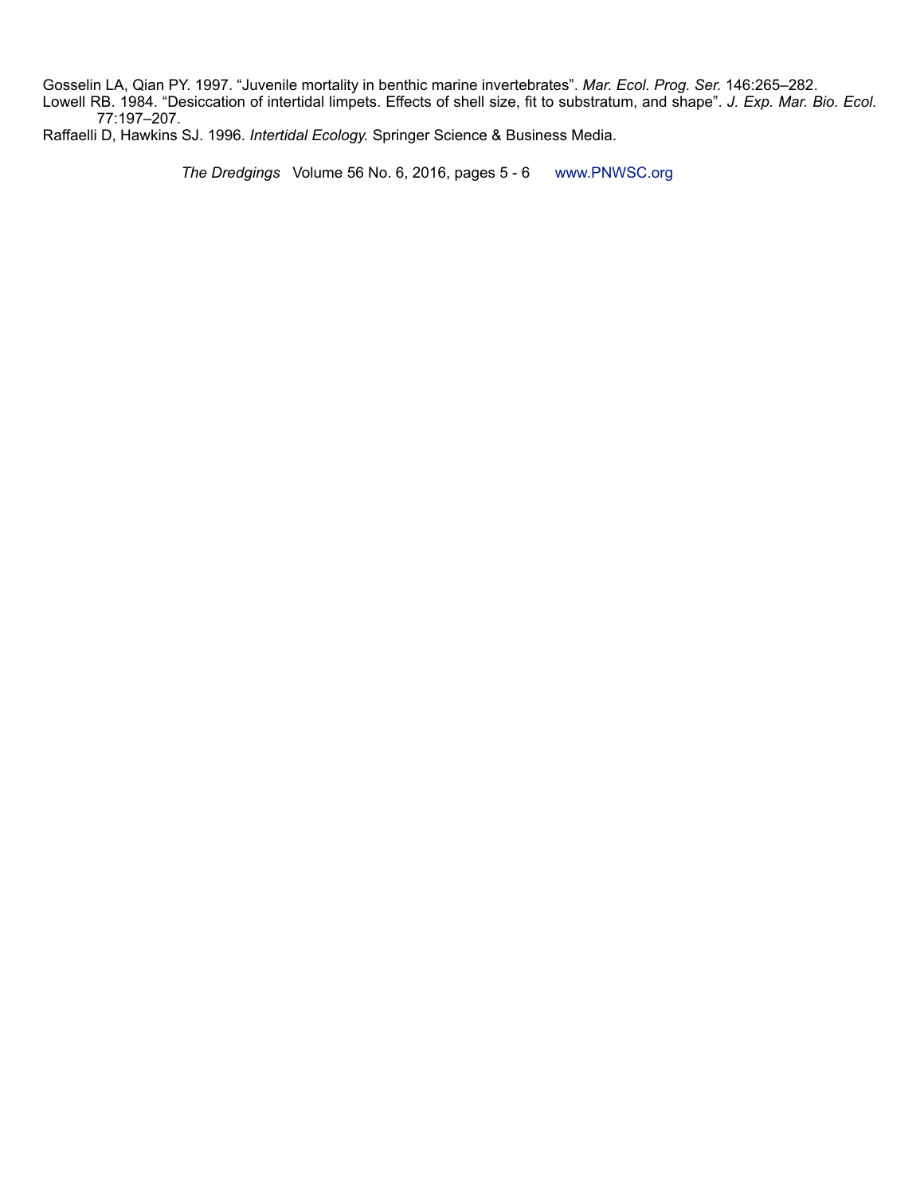Gosselin LA, Qian PY. 1997. “Juvenile mortality in benthic marine invertebrates”. *Mar. Ecol. Prog. Ser.* 146:265–282.

Lowell RB. 1984. “Desiccation of intertidal limpets. Effects of shell size, fit to substratum, and shape”. *J. Exp. Mar. Bio. Ecol.* 77:197–207.

Raffaelli D, Hawkins SJ. 1996. *Intertidal Ecology.* Springer Science & Business Media.